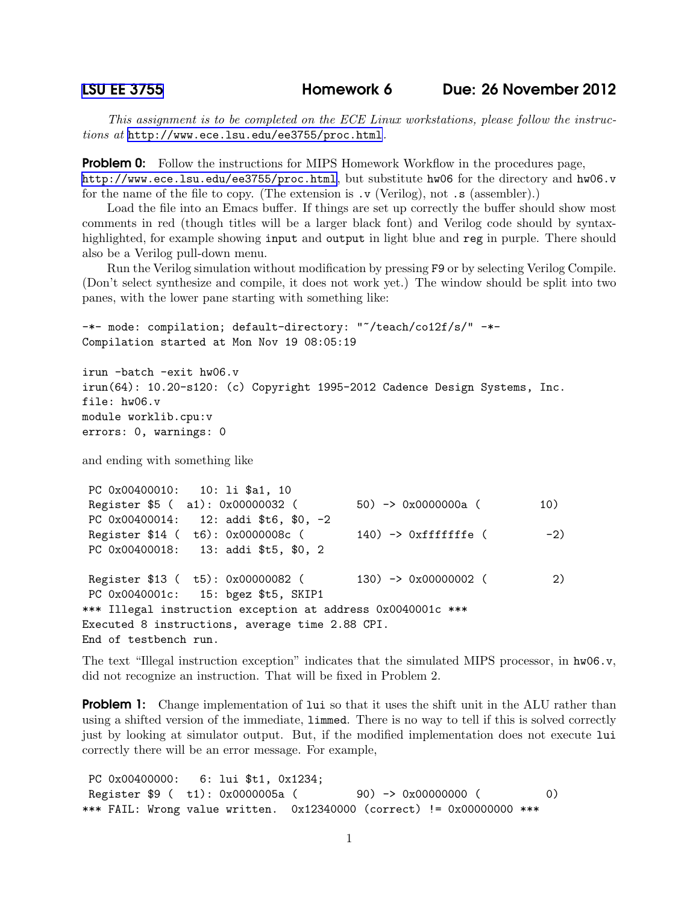LSU EE 3755 **Homework 6** **Due: 26 November 2012**

*This assignment is to be completed on the ECE Linux workstations, please follow the instructions at* http://www.ece.lsu.edu/ee3755/proc.html*.*

**Problem 0:** Follow the instructions for MIPS Homework Workflow in the procedures page, http://www.ece.lsu.edu/ee3755/proc.html, but substitute `hw06` for the directory and `hw06.v` for the name of the file to copy. (The extension is `.v` (Verilog), not `.s` (assembler).)

Load the file into an Emacs buffer. If things are set up correctly the buffer should show most comments in red (though titles will be a larger black font) and Verilog code should by syntax-highlighted, for example showing `input` and `output` in light blue and `reg` in purple. There should also be a Verilog pull-down menu.

Run the Verilog simulation without modification by pressing `F9` or by selecting Verilog Compile. (Don't select synthesize and compile, it does not work yet.) The window should be split into two panes, with the lower pane starting with something like:

```
-*- mode: compilation; default-directory: "~/teach/co12f/s/" -*-
Compilation started at Mon Nov 19 08:05:19

irun -batch -exit hw06.v
irun(64): 10.20-s120: (c) Copyright 1995-2012 Cadence Design Systems, Inc.
file: hw06.v
module worklib.cpu:v
errors: 0, warnings: 0
```

and ending with something like

```
 PC 0x00400010:   10: li $a1, 10
 Register $5 (  a1): 0x00000032 (        50) -> 0x0000000a (        10)
 PC 0x00400014:   12: addi $t6, $0, -2
 Register $14 (  t6): 0x0000008c (       140) -> 0xfffffffe (        -2)
 PC 0x00400018:   13: addi $t5, $0, 2

 Register $13 (  t5): 0x00000082 (       130) -> 0x00000002 (         2)
 PC 0x0040001c:   15: bgez $t5, SKIP1
*** Illegal instruction exception at address 0x0040001c ***
Executed 8 instructions, average time 2.88 CPI.
End of testbench run.
```

The text "Illegal instruction exception" indicates that the simulated MIPS processor, in `hw06.v`, did not recognize an instruction. That will be fixed in Problem 2.

**Problem 1:** Change implementation of `lui` so that it uses the shift unit in the ALU rather than using a shifted version of the immediate, `limmed`. There is no way to tell if this is solved correctly just by looking at simulator output. But, if the modified implementation does not execute `lui` correctly there will be an error message. For example,

```
 PC 0x00400000:   6: lui $t1, 0x1234;
 Register $9 (  t1): 0x0000005a (        90) -> 0x00000000 (         0)
*** FAIL: Wrong value written.  0x12340000 (correct) != 0x00000000 ***
```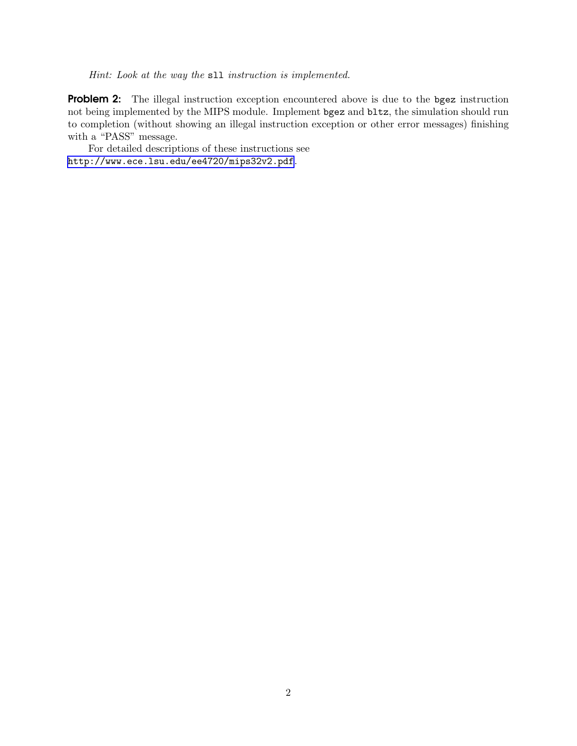*Hint: Look at the way the `sll` instruction is implemented.*

**Problem 2:** The illegal instruction exception encountered above is due to the `bgez` instruction not being implemented by the MIPS module. Implement `bgez` and `bltz`, the simulation should run to completion (without showing an illegal instruction exception or other error messages) finishing with a "PASS" message.

For detailed descriptions of these instructions see http://www.ece.lsu.edu/ee4720/mips32v2.pdf.